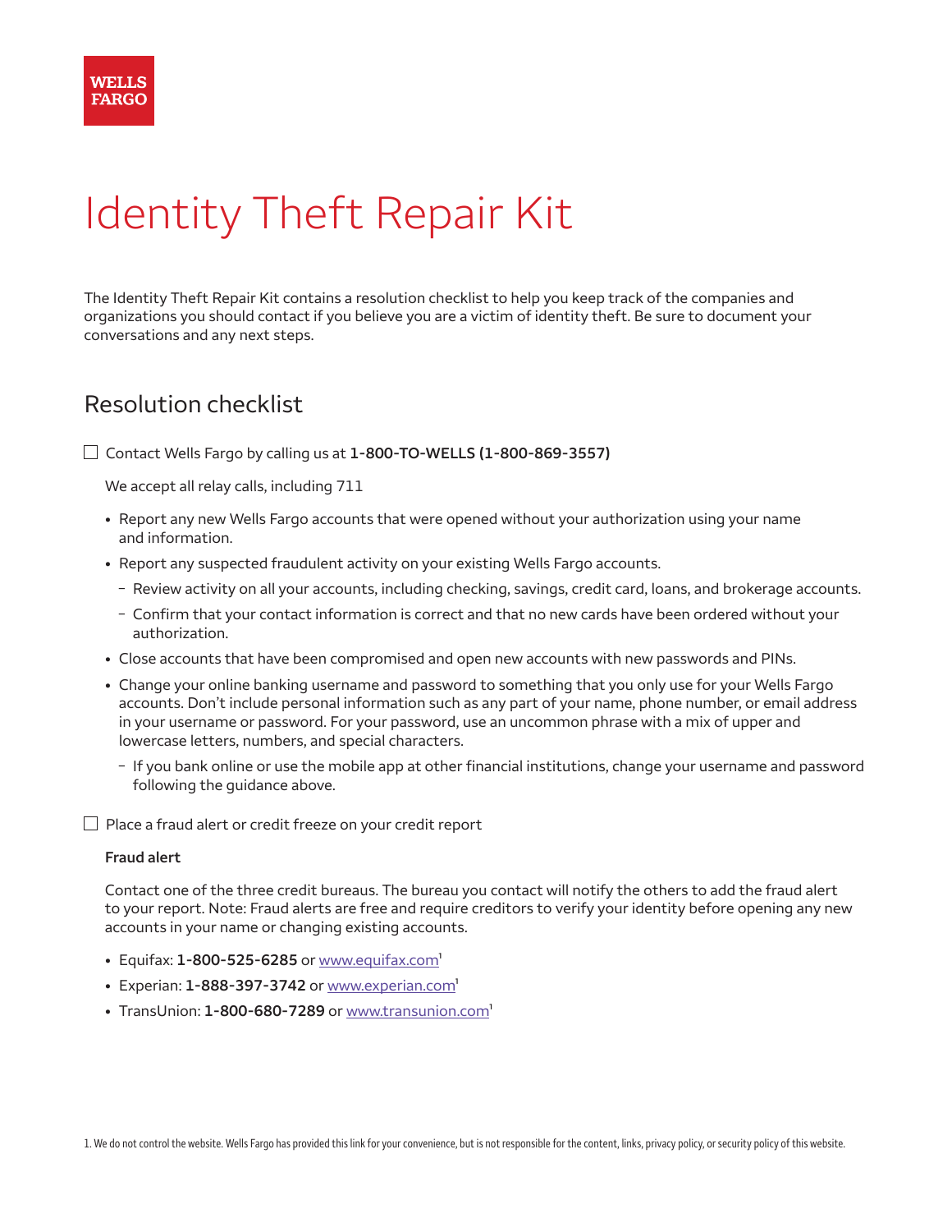WELLS FARGO

# Identity Theft Repair Kit

The Identity Theft Repair Kit contains a resolution checklist to help you keep track of the companies and organizations you should contact if you believe you are a victim of identity theft. Be sure to document your conversations and any next steps.

## Resolution checklist

☐ Contact Wells Fargo by calling us at **1-800-TO-WELLS (1-800-869-3557)**

We accept all relay calls, including 711

- Report any new Wells Fargo accounts that were opened without your authorization using your name and information.
- Report any suspected fraudulent activity on your existing Wells Fargo accounts.
  - Review activity on all your accounts, including checking, savings, credit card, loans, and brokerage accounts.
  - Confirm that your contact information is correct and that no new cards have been ordered without your authorization.
- Close accounts that have been compromised and open new accounts with new passwords and PINs.
- Change your online banking username and password to something that you only use for your Wells Fargo accounts. Don't include personal information such as any part of your name, phone number, or email address in your username or password. For your password, use an uncommon phrase with a mix of upper and lowercase letters, numbers, and special characters.
  - If you bank online or use the mobile app at other financial institutions, change your username and password following the guidance above.

☐ Place a fraud alert or credit freeze on your credit report

**Fraud alert**

Contact one of the three credit bureaus. The bureau you contact will notify the others to add the fraud alert to your report. Note: Fraud alerts are free and require creditors to verify your identity before opening any new accounts in your name or changing existing accounts.

- Equifax: **1-800-525-6285** or www.equifax.com[1]
- Experian: **1-888-397-3742** or www.experian.com[1]
- TransUnion: **1-800-680-7289** or www.transunion.com[1]

1. We do not control the website. Wells Fargo has provided this link for your convenience, but is not responsible for the content, links, privacy policy, or security policy of this website.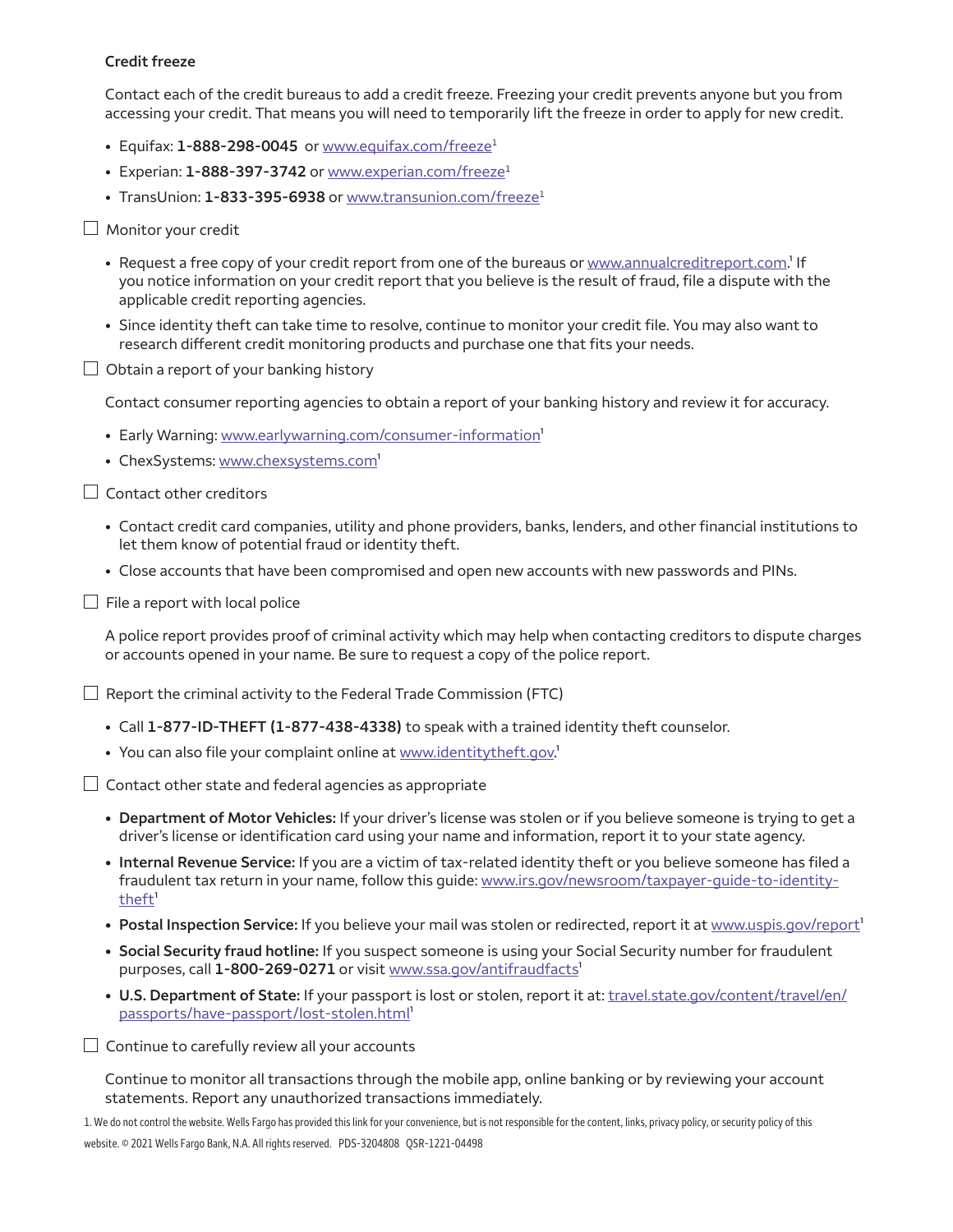**Credit freeze**

Contact each of the credit bureaus to add a credit freeze. Freezing your credit prevents anyone but you from accessing your credit. That means you will need to temporarily lift the freeze in order to apply for new credit.

- Equifax: **1-888-298-0045** or www.equifax.com/freeze[1]
- Experian: **1-888-397-3742** or www.experian.com/freeze[1]
- TransUnion: **1-833-395-6938** or www.transunion.com/freeze[1]

☐ Monitor your credit

- Request a free copy of your credit report from one of the bureaus or www.annualcreditreport.com.[1] If you notice information on your credit report that you believe is the result of fraud, file a dispute with the applicable credit reporting agencies.
- Since identity theft can take time to resolve, continue to monitor your credit file. You may also want to research different credit monitoring products and purchase one that fits your needs.

☐ Obtain a report of your banking history

Contact consumer reporting agencies to obtain a report of your banking history and review it for accuracy.

- Early Warning: www.earlywarning.com/consumer-information[1]
- ChexSystems: www.chexsystems.com[1]

☐ Contact other creditors

- Contact credit card companies, utility and phone providers, banks, lenders, and other financial institutions to let them know of potential fraud or identity theft.
- Close accounts that have been compromised and open new accounts with new passwords and PINs.

☐ File a report with local police

A police report provides proof of criminal activity which may help when contacting creditors to dispute charges or accounts opened in your name. Be sure to request a copy of the police report.

☐ Report the criminal activity to the Federal Trade Commission (FTC)

- Call **1-877-ID-THEFT (1-877-438-4338)** to speak with a trained identity theft counselor.
- You can also file your complaint online at www.identitytheft.gov.[1]

☐ Contact other state and federal agencies as appropriate

- **Department of Motor Vehicles:** If your driver's license was stolen or if you believe someone is trying to get a driver's license or identification card using your name and information, report it to your state agency.
- **Internal Revenue Service:** If you are a victim of tax-related identity theft or you believe someone has filed a fraudulent tax return in your name, follow this guide: www.irs.gov/newsroom/taxpayer-guide-to-identity-theft[1]
- **Postal Inspection Service:** If you believe your mail was stolen or redirected, report it at www.uspis.gov/report[1]
- **Social Security fraud hotline:** If you suspect someone is using your Social Security number for fraudulent purposes, call **1-800-269-0271** or visit www.ssa.gov/antifraudfacts[1]
- **U.S. Department of State:** If your passport is lost or stolen, report it at: travel.state.gov/content/travel/en/passports/have-passport/lost-stolen.html[1]

☐ Continue to carefully review all your accounts

Continue to monitor all transactions through the mobile app, online banking or by reviewing your account statements. Report any unauthorized transactions immediately.

1. We do not control the website. Wells Fargo has provided this link for your convenience, but is not responsible for the content, links, privacy policy, or security policy of this website. © 2021 Wells Fargo Bank, N.A. All rights reserved. PDS-3204808 QSR-1221-04498